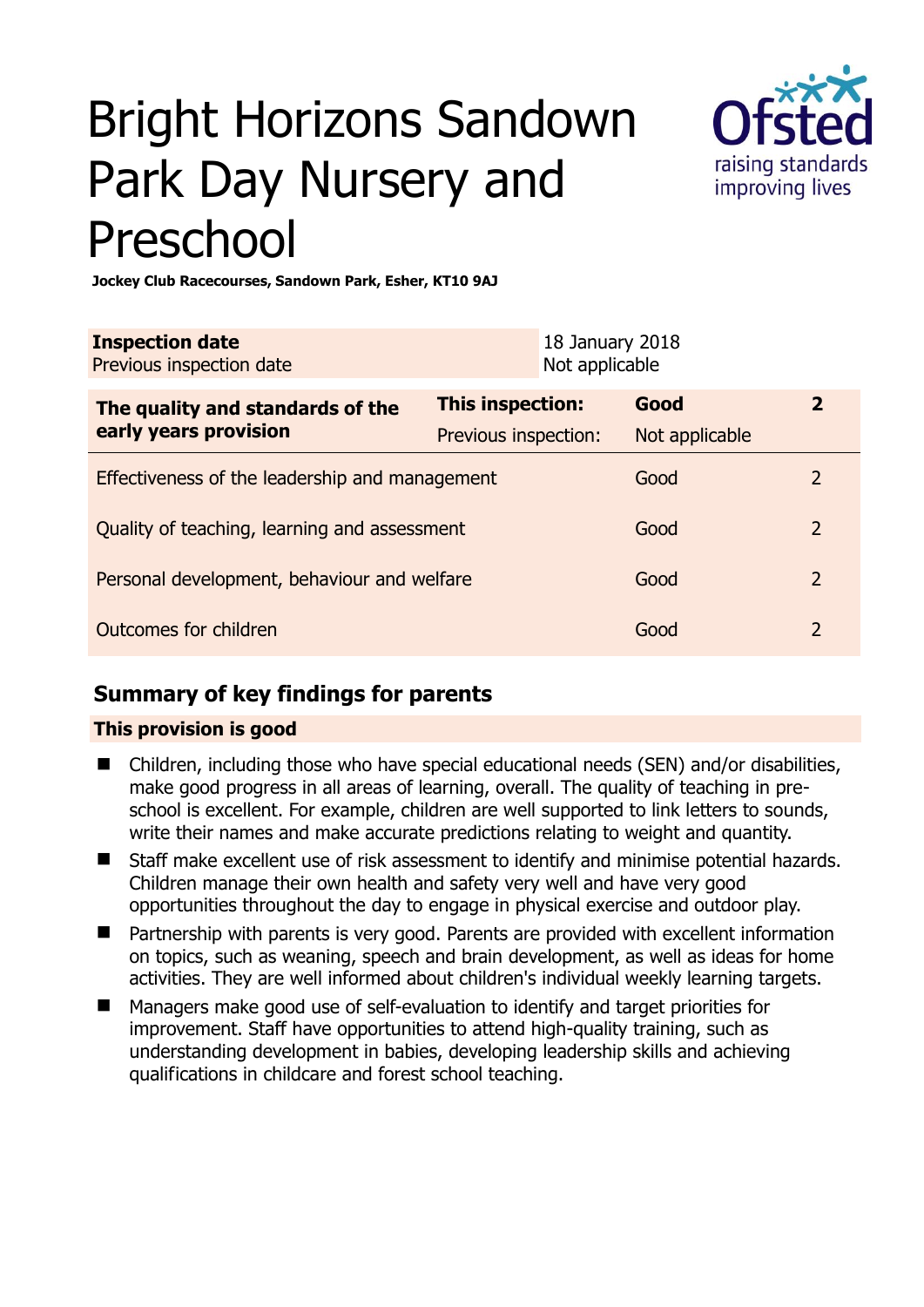# Bright Horizons Sandown Park Day Nursery and Preschool

**Jockey Club Racecourses, Sandown Park, Esher, KT10 9AJ**

| **Inspection date** | 18 January 2018 |
|---|---|
| Previous inspection date | Not applicable |

| **The quality and standards of the early years provision** | **This inspection:** | **Good** | **2** |
|---|---|---|---|
| | Previous inspection: | Not applicable | |
| Effectiveness of the leadership and management | | Good | 2 |
| Quality of teaching, learning and assessment | | Good | 2 |
| Personal development, behaviour and welfare | | Good | 2 |
| Outcomes for children | | Good | 2 |

## Summary of key findings for parents

**This provision is good**

- Children, including those who have special educational needs (SEN) and/or disabilities, make good progress in all areas of learning, overall. The quality of teaching in pre-school is excellent. For example, children are well supported to link letters to sounds, write their names and make accurate predictions relating to weight and quantity.
- Staff make excellent use of risk assessment to identify and minimise potential hazards. Children manage their own health and safety very well and have very good opportunities throughout the day to engage in physical exercise and outdoor play.
- Partnership with parents is very good. Parents are provided with excellent information on topics, such as weaning, speech and brain development, as well as ideas for home activities. They are well informed about children's individual weekly learning targets.
- Managers make good use of self-evaluation to identify and target priorities for improvement. Staff have opportunities to attend high-quality training, such as understanding development in babies, developing leadership skills and achieving qualifications in childcare and forest school teaching.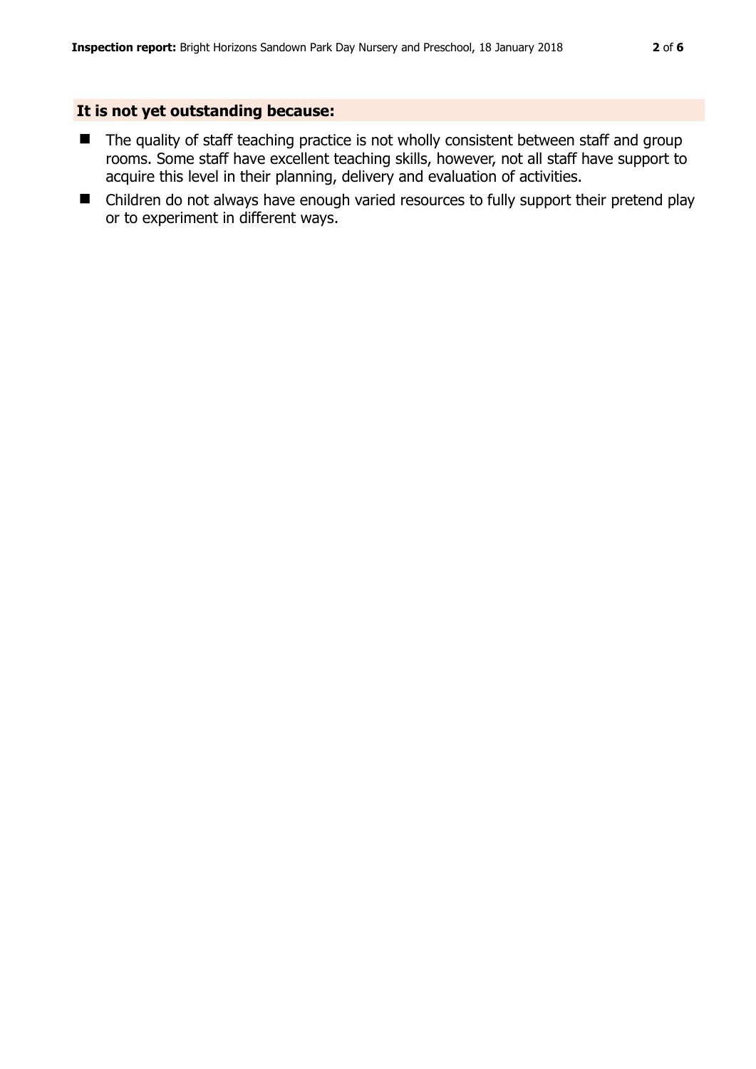## It is not yet outstanding because:

- The quality of staff teaching practice is not wholly consistent between staff and group rooms. Some staff have excellent teaching skills, however, not all staff have support to acquire this level in their planning, delivery and evaluation of activities.
- Children do not always have enough varied resources to fully support their pretend play or to experiment in different ways.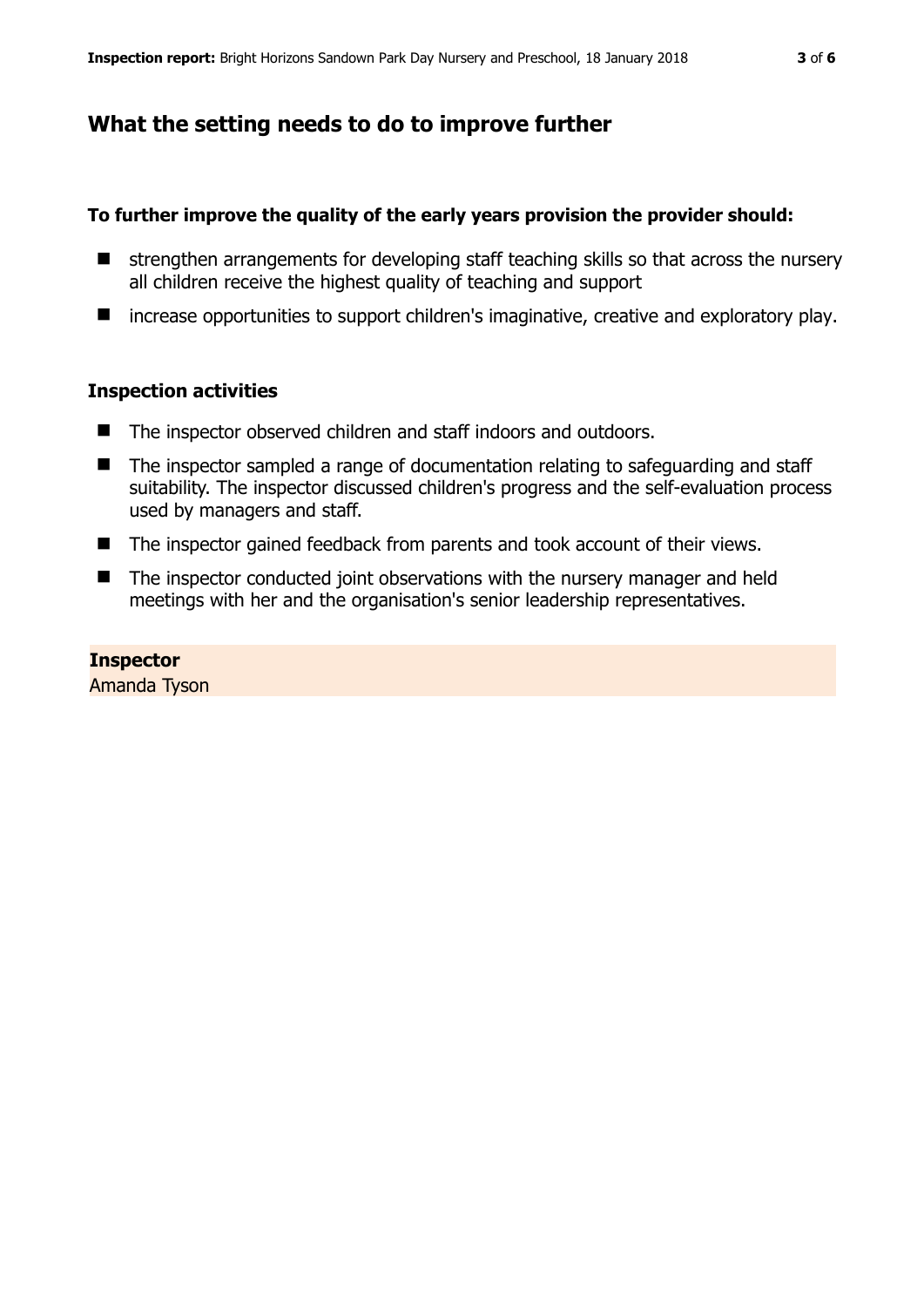## What the setting needs to do to improve further

**To further improve the quality of the early years provision the provider should:**

- strengthen arrangements for developing staff teaching skills so that across the nursery all children receive the highest quality of teaching and support
- increase opportunities to support children's imaginative, creative and exploratory play.

### Inspection activities

- The inspector observed children and staff indoors and outdoors.
- The inspector sampled a range of documentation relating to safeguarding and staff suitability. The inspector discussed children's progress and the self-evaluation process used by managers and staff.
- The inspector gained feedback from parents and took account of their views.
- The inspector conducted joint observations with the nursery manager and held meetings with her and the organisation's senior leadership representatives.

**Inspector**
Amanda Tyson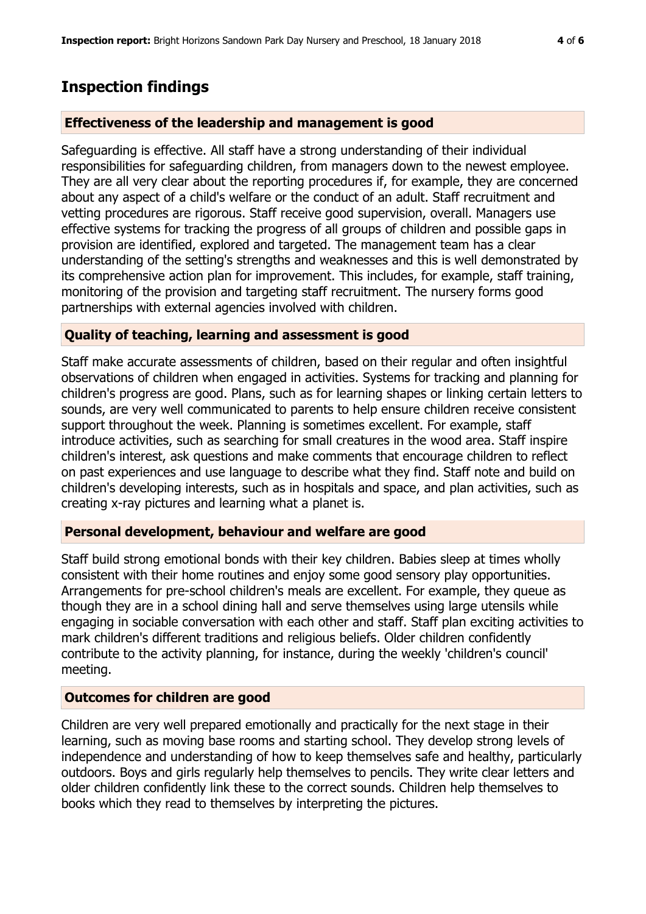## Inspection findings

### Effectiveness of the leadership and management is good

Safeguarding is effective. All staff have a strong understanding of their individual responsibilities for safeguarding children, from managers down to the newest employee. They are all very clear about the reporting procedures if, for example, they are concerned about any aspect of a child's welfare or the conduct of an adult. Staff recruitment and vetting procedures are rigorous. Staff receive good supervision, overall. Managers use effective systems for tracking the progress of all groups of children and possible gaps in provision are identified, explored and targeted. The management team has a clear understanding of the setting's strengths and weaknesses and this is well demonstrated by its comprehensive action plan for improvement. This includes, for example, staff training, monitoring of the provision and targeting staff recruitment. The nursery forms good partnerships with external agencies involved with children.

### Quality of teaching, learning and assessment is good

Staff make accurate assessments of children, based on their regular and often insightful observations of children when engaged in activities. Systems for tracking and planning for children's progress are good. Plans, such as for learning shapes or linking certain letters to sounds, are very well communicated to parents to help ensure children receive consistent support throughout the week. Planning is sometimes excellent. For example, staff introduce activities, such as searching for small creatures in the wood area. Staff inspire children's interest, ask questions and make comments that encourage children to reflect on past experiences and use language to describe what they find. Staff note and build on children's developing interests, such as in hospitals and space, and plan activities, such as creating x-ray pictures and learning what a planet is.

### Personal development, behaviour and welfare are good

Staff build strong emotional bonds with their key children. Babies sleep at times wholly consistent with their home routines and enjoy some good sensory play opportunities. Arrangements for pre-school children's meals are excellent. For example, they queue as though they are in a school dining hall and serve themselves using large utensils while engaging in sociable conversation with each other and staff. Staff plan exciting activities to mark children's different traditions and religious beliefs. Older children confidently contribute to the activity planning, for instance, during the weekly 'children's council' meeting.

### Outcomes for children are good

Children are very well prepared emotionally and practically for the next stage in their learning, such as moving base rooms and starting school. They develop strong levels of independence and understanding of how to keep themselves safe and healthy, particularly outdoors. Boys and girls regularly help themselves to pencils. They write clear letters and older children confidently link these to the correct sounds. Children help themselves to books which they read to themselves by interpreting the pictures.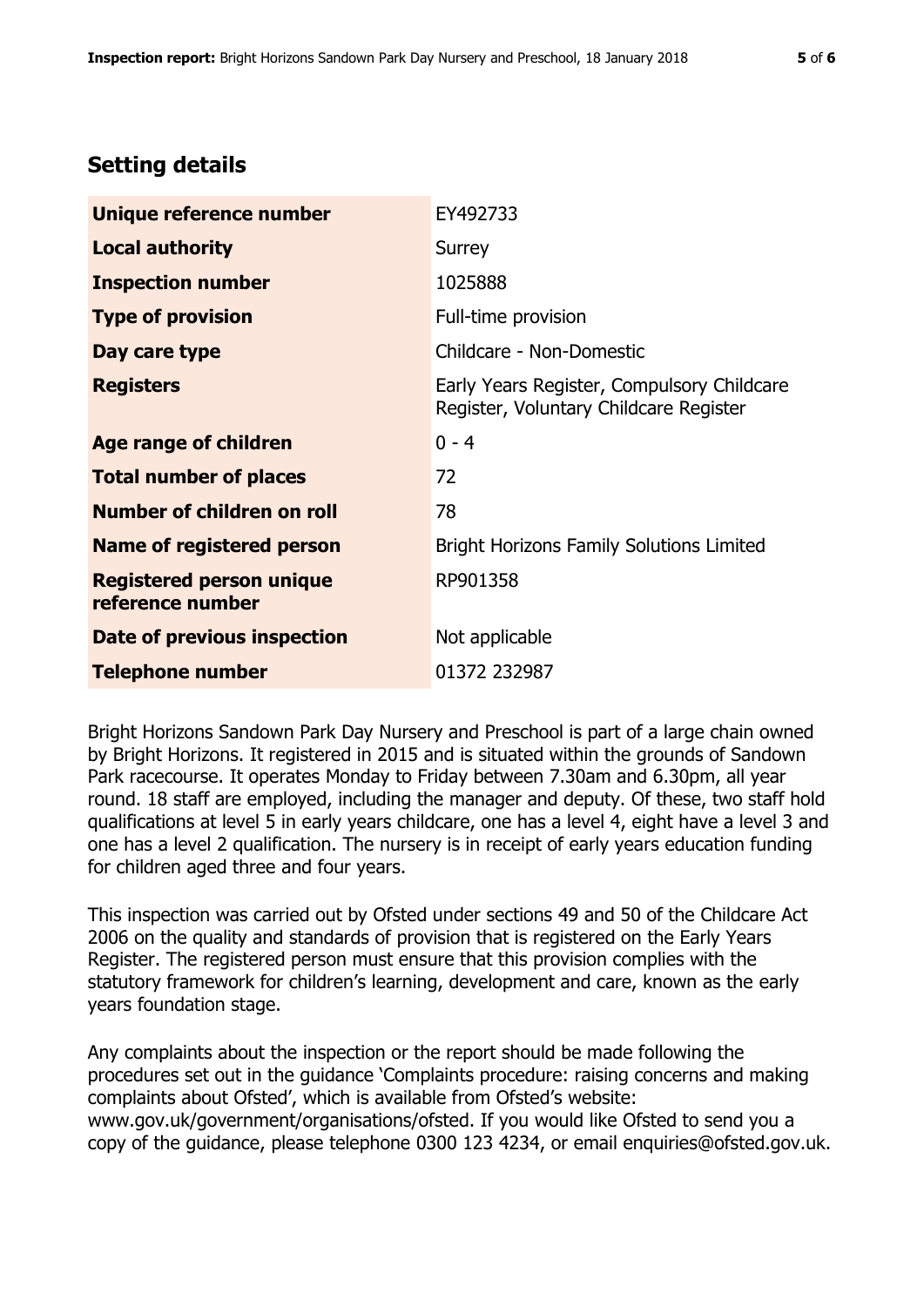## Setting details

| | |
|---|---|
| **Unique reference number** | EY492733 |
| **Local authority** | Surrey |
| **Inspection number** | 1025888 |
| **Type of provision** | Full-time provision |
| **Day care type** | Childcare - Non-Domestic |
| **Registers** | Early Years Register, Compulsory Childcare Register, Voluntary Childcare Register |
| **Age range of children** | 0 - 4 |
| **Total number of places** | 72 |
| **Number of children on roll** | 78 |
| **Name of registered person** | Bright Horizons Family Solutions Limited |
| **Registered person unique reference number** | RP901358 |
| **Date of previous inspection** | Not applicable |
| **Telephone number** | 01372 232987 |

Bright Horizons Sandown Park Day Nursery and Preschool is part of a large chain owned by Bright Horizons. It registered in 2015 and is situated within the grounds of Sandown Park racecourse. It operates Monday to Friday between 7.30am and 6.30pm, all year round. 18 staff are employed, including the manager and deputy. Of these, two staff hold qualifications at level 5 in early years childcare, one has a level 4, eight have a level 3 and one has a level 2 qualification. The nursery is in receipt of early years education funding for children aged three and four years.

This inspection was carried out by Ofsted under sections 49 and 50 of the Childcare Act 2006 on the quality and standards of provision that is registered on the Early Years Register. The registered person must ensure that this provision complies with the statutory framework for children's learning, development and care, known as the early years foundation stage.

Any complaints about the inspection or the report should be made following the procedures set out in the guidance 'Complaints procedure: raising concerns and making complaints about Ofsted', which is available from Ofsted's website: www.gov.uk/government/organisations/ofsted. If you would like Ofsted to send you a copy of the guidance, please telephone 0300 123 4234, or email enquiries@ofsted.gov.uk.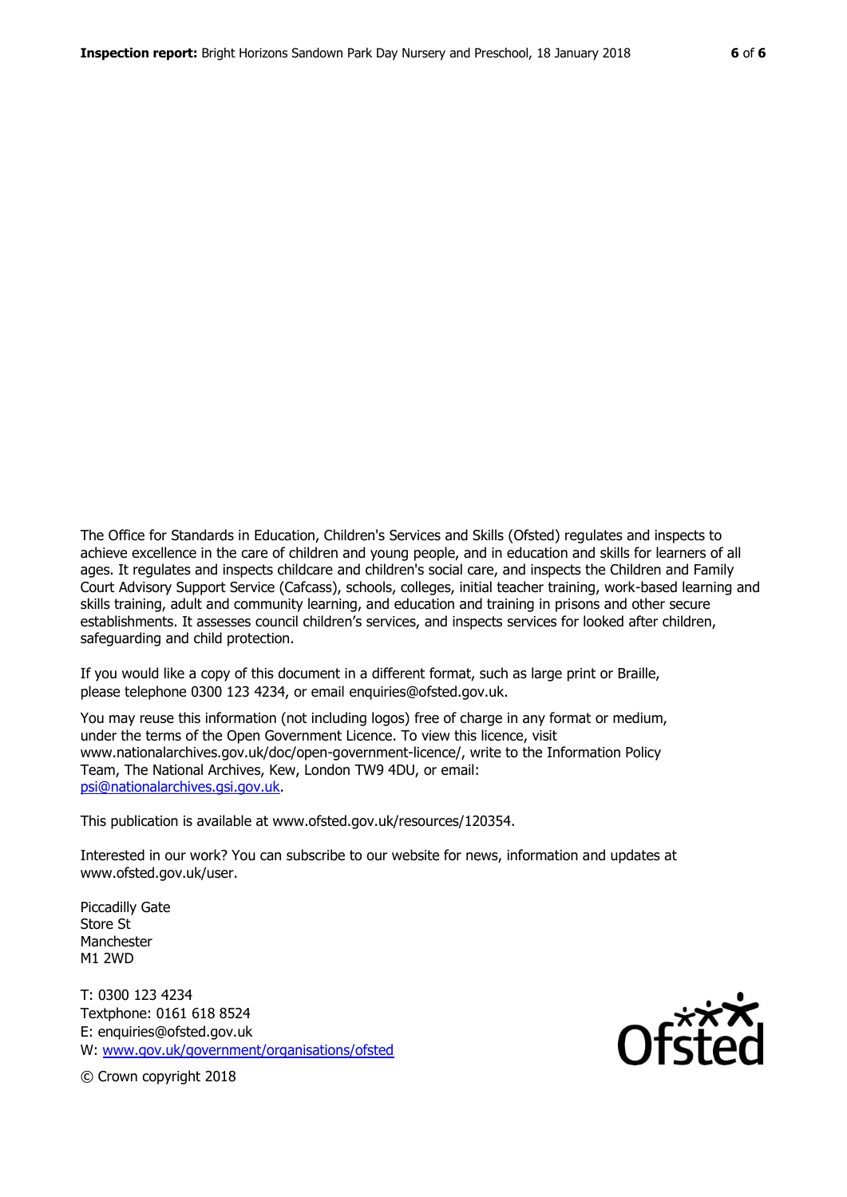The Office for Standards in Education, Children's Services and Skills (Ofsted) regulates and inspects to achieve excellence in the care of children and young people, and in education and skills for learners of all ages. It regulates and inspects childcare and children's social care, and inspects the Children and Family Court Advisory Support Service (Cafcass), schools, colleges, initial teacher training, work-based learning and skills training, adult and community learning, and education and training in prisons and other secure establishments. It assesses council children's services, and inspects services for looked after children, safeguarding and child protection.

If you would like a copy of this document in a different format, such as large print or Braille, please telephone 0300 123 4234, or email enquiries@ofsted.gov.uk.

You may reuse this information (not including logos) free of charge in any format or medium, under the terms of the Open Government Licence. To view this licence, visit www.nationalarchives.gov.uk/doc/open-government-licence/, write to the Information Policy Team, The National Archives, Kew, London TW9 4DU, or email: psi@nationalarchives.gsi.gov.uk.

This publication is available at www.ofsted.gov.uk/resources/120354.

Interested in our work? You can subscribe to our website for news, information and updates at www.ofsted.gov.uk/user.

Piccadilly Gate
Store St
Manchester
M1 2WD

T: 0300 123 4234
Textphone: 0161 618 8524
E: enquiries@ofsted.gov.uk
W: www.gov.uk/government/organisations/ofsted

© Crown copyright 2018